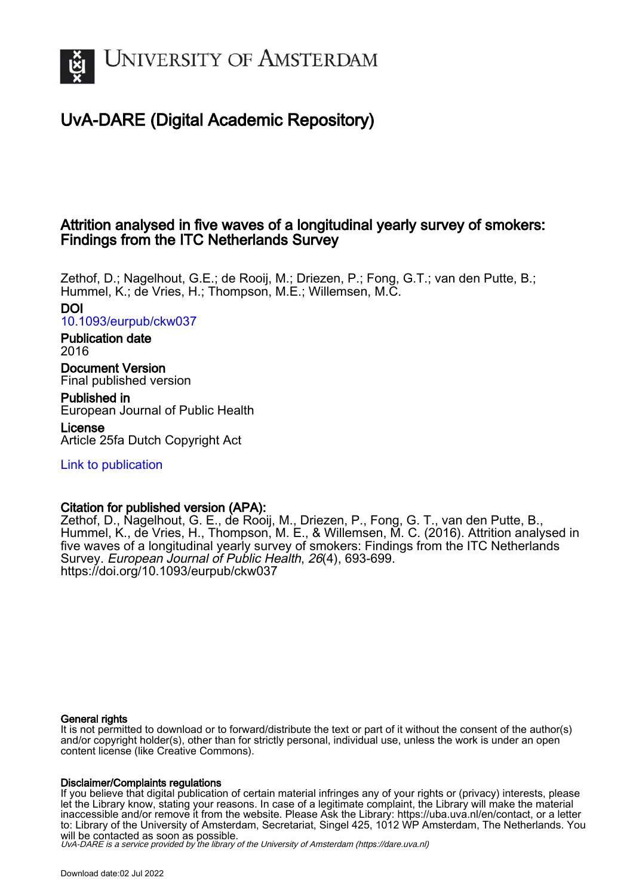UNIVERSITY OF AMSTERDAM

# UvA-DARE (Digital Academic Repository)

## Attrition analysed in five waves of a longitudinal yearly survey of smokers: Findings from the ITC Netherlands Survey

Zethof, D.; Nagelhout, G.E.; de Rooij, M.; Driezen, P.; Fong, G.T.; van den Putte, B.; Hummel, K.; de Vries, H.; Thompson, M.E.; Willemsen, M.C.

**DOI**
10.1093/eurpub/ckw037

**Publication date**
2016

**Document Version**
Final published version

**Published in**
European Journal of Public Health

**License**
Article 25fa Dutch Copyright Act

Link to publication

**Citation for published version (APA):**
Zethof, D., Nagelhout, G. E., de Rooij, M., Driezen, P., Fong, G. T., van den Putte, B., Hummel, K., de Vries, H., Thompson, M. E., & Willemsen, M. C. (2016). Attrition analysed in five waves of a longitudinal yearly survey of smokers: Findings from the ITC Netherlands Survey. *European Journal of Public Health*, *26*(4), 693-699. https://doi.org/10.1093/eurpub/ckw037

**General rights**
It is not permitted to download or to forward/distribute the text or part of it without the consent of the author(s) and/or copyright holder(s), other than for strictly personal, individual use, unless the work is under an open content license (like Creative Commons).

**Disclaimer/Complaints regulations**
If you believe that digital publication of certain material infringes any of your rights or (privacy) interests, please let the Library know, stating your reasons. In case of a legitimate complaint, the Library will make the material inaccessible and/or remove it from the website. Please Ask the Library: https://uba.uva.nl/en/contact, or a letter to: Library of the University of Amsterdam, Secretariat, Singel 425, 1012 WP Amsterdam, The Netherlands. You will be contacted as soon as possible.

UvA-DARE is a service provided by the library of the University of Amsterdam (https://dare.uva.nl)

Download date:02 Jul 2022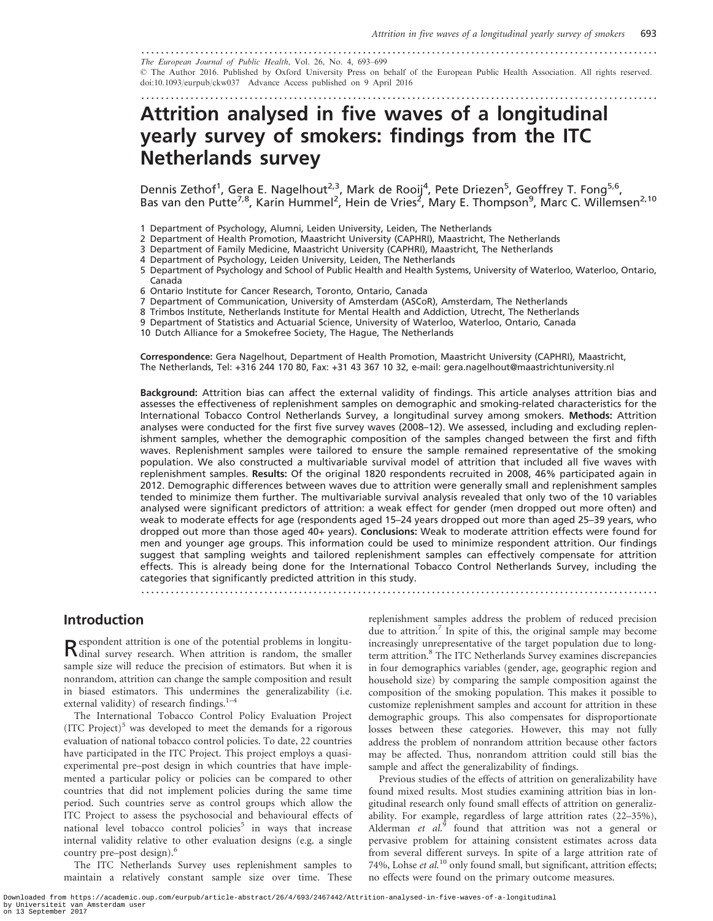# Attrition analysed in five waves of a longitudinal yearly survey of smokers: findings from the ITC Netherlands survey

Dennis Zethof[1], Gera E. Nagelhout[2,3], Mark de Rooij[4], Pete Driezen[5], Geoffrey T. Fong[5,6], Bas van den Putte[7,8], Karin Hummel[2], Hein de Vries[2], Mary E. Thompson[9], Marc C. Willemsen[2,10]

1 Department of Psychology, Alumni, Leiden University, Leiden, The Netherlands
2 Department of Health Promotion, Maastricht University (CAPHRI), Maastricht, The Netherlands
3 Department of Family Medicine, Maastricht University (CAPHRI), Maastricht, The Netherlands
4 Department of Psychology, Leiden University, Leiden, The Netherlands
5 Department of Psychology and School of Public Health and Health Systems, University of Waterloo, Waterloo, Ontario, Canada
6 Ontario Institute for Cancer Research, Toronto, Ontario, Canada
7 Department of Communication, University of Amsterdam (ASCoR), Amsterdam, The Netherlands
8 Trimbos Institute, Netherlands Institute for Mental Health and Addiction, Utrecht, The Netherlands
9 Department of Statistics and Actuarial Science, University of Waterloo, Waterloo, Ontario, Canada
10 Dutch Alliance for a Smokefree Society, The Hague, The Netherlands

**Correspondence:** Gera Nagelhout, Department of Health Promotion, Maastricht University (CAPHRI), Maastricht, The Netherlands, Tel: +316 244 170 80, Fax: +31 43 367 10 32, e-mail: gera.nagelhout@maastrichtuniversity.nl

**Background:** Attrition bias can affect the external validity of findings. This article analyses attrition bias and assesses the effectiveness of replenishment samples on demographic and smoking-related characteristics for the International Tobacco Control Netherlands Survey, a longitudinal survey among smokers. **Methods:** Attrition analyses were conducted for the first five survey waves (2008–12). We assessed, including and excluding replenishment samples, whether the demographic composition of the samples changed between the first and fifth waves. Replenishment samples were tailored to ensure the sample remained representative of the smoking population. We also constructed a multivariable survival model of attrition that included all five waves with replenishment samples. **Results:** Of the original 1820 respondents recruited in 2008, 46% participated again in 2012. Demographic differences between waves due to attrition were generally small and replenishment samples tended to minimize them further. The multivariable survival analysis revealed that only two of the 10 variables analysed were significant predictors of attrition: a weak effect for gender (men dropped out more often) and weak to moderate effects for age (respondents aged 15–24 years dropped out more than aged 25–39 years, who dropped out more than those aged 40+ years). **Conclusions:** Weak to moderate attrition effects were found for men and younger age groups. This information could be used to minimize respondent attrition. Our findings suggest that sampling weights and tailored replenishment samples can effectively compensate for attrition effects. This is already being done for the International Tobacco Control Netherlands Survey, including the categories that significantly predicted attrition in this study.

## Introduction

Respondent attrition is one of the potential problems in longitudinal survey research. When attrition is random, the smaller sample size will reduce the precision of estimators. But when it is nonrandom, attrition can change the sample composition and result in biased estimators. This undermines the generalizability (i.e. external validity) of research findings.[1–4]

The International Tobacco Control Policy Evaluation Project (ITC Project)[5] was developed to meet the demands for a rigorous evaluation of national tobacco control policies. To date, 22 countries have participated in the ITC Project. This project employs a quasi-experimental pre–post design in which countries that have implemented a particular policy or policies can be compared to other countries that did not implement policies during the same time period. Such countries serve as control groups which allow the ITC Project to assess the psychosocial and behavioural effects of national level tobacco control policies[5] in ways that increase internal validity relative to other evaluation designs (e.g. a single country pre–post design).[6]

The ITC Netherlands Survey uses replenishment samples to maintain a relatively constant sample size over time. These replenishment samples address the problem of reduced precision due to attrition.[7] In spite of this, the original sample may become increasingly unrepresentative of the target population due to long-term attrition.[8] The ITC Netherlands Survey examines discrepancies in four demographics variables (gender, age, geographic region and household size) by comparing the sample composition against the composition of the smoking population. This makes it possible to customize replenishment samples and account for attrition in these demographic groups. This also compensates for disproportionate losses between these categories. However, this may not fully address the problem of nonrandom attrition because other factors may be affected. Thus, nonrandom attrition could still bias the sample and affect the generalizability of findings.

Previous studies of the effects of attrition on generalizability have found mixed results. Most studies examining attrition bias in longitudinal research only found small effects of attrition on generalizability. For example, regardless of large attrition rates (22–35%), Alderman *et al.*[9] found that attrition was not a general or pervasive problem for attaining consistent estimates across data from several different surveys. In spite of a large attrition rate of 74%, Lohse *et al.*[10] only found small, but significant, attrition effects; no effects were found on the primary outcome measures.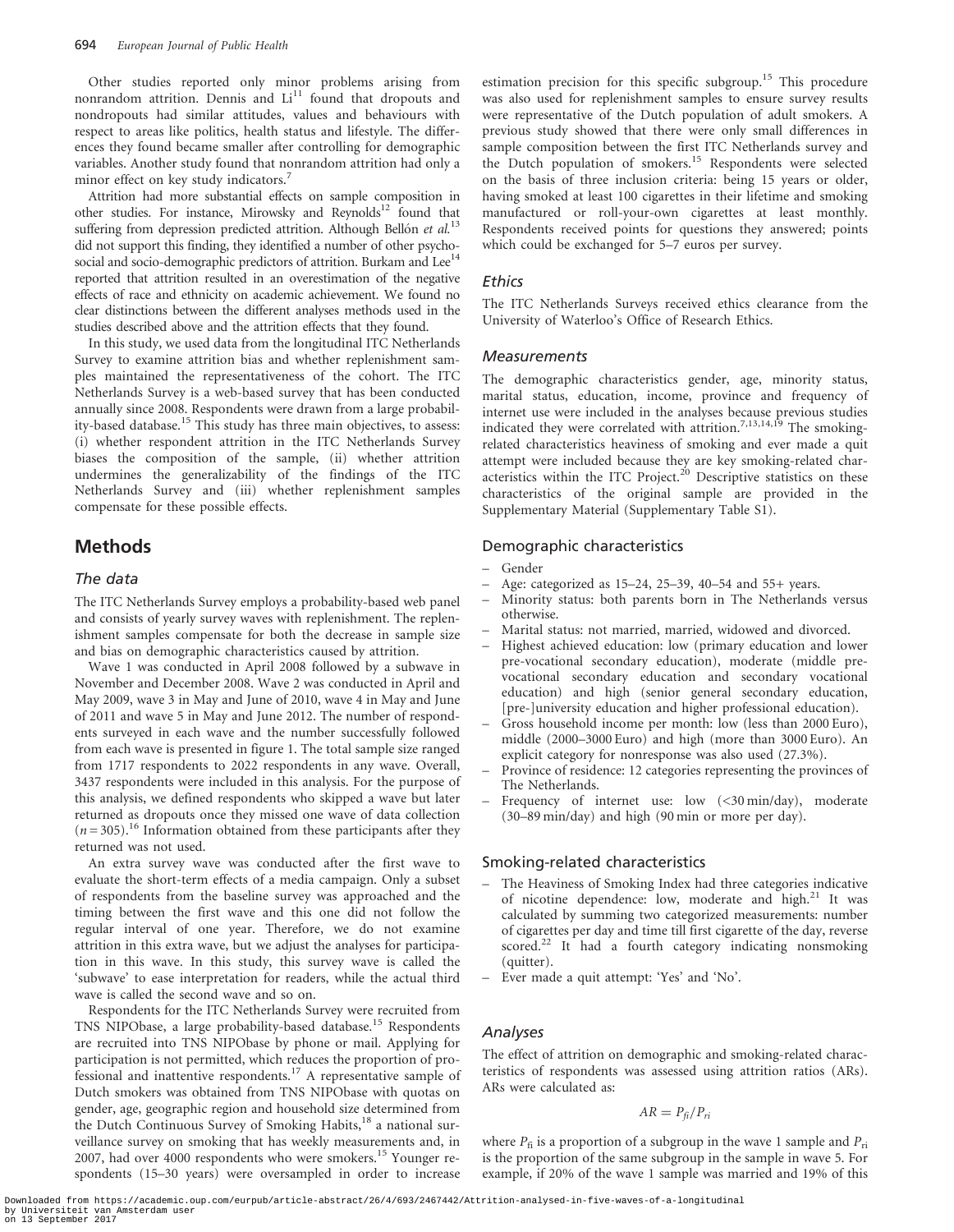Other studies reported only minor problems arising from nonrandom attrition. Dennis and Li[11] found that dropouts and nondropouts had similar attitudes, values and behaviours with respect to areas like politics, health status and lifestyle. The differences they found became smaller after controlling for demographic variables. Another study found that nonrandom attrition had only a minor effect on key study indicators.[7]

Attrition had more substantial effects on sample composition in other studies. For instance, Mirowsky and Reynolds[12] found that suffering from depression predicted attrition. Although Bellón *et al.*[13] did not support this finding, they identified a number of other psychosocial and socio-demographic predictors of attrition. Burkam and Lee[14] reported that attrition resulted in an overestimation of the negative effects of race and ethnicity on academic achievement. We found no clear distinctions between the different analyses methods used in the studies described above and the attrition effects that they found.

In this study, we used data from the longitudinal ITC Netherlands Survey to examine attrition bias and whether replenishment samples maintained the representativeness of the cohort. The ITC Netherlands Survey is a web-based survey that has been conducted annually since 2008. Respondents were drawn from a large probability-based database.[15] This study has three main objectives, to assess: (i) whether respondent attrition in the ITC Netherlands Survey biases the composition of the sample, (ii) whether attrition undermines the generalizability of the findings of the ITC Netherlands Survey and (iii) whether replenishment samples compensate for these possible effects.

# Methods

## *The data*

The ITC Netherlands Survey employs a probability-based web panel and consists of yearly survey waves with replenishment. The replenishment samples compensate for both the decrease in sample size and bias on demographic characteristics caused by attrition.

Wave 1 was conducted in April 2008 followed by a subwave in November and December 2008. Wave 2 was conducted in April and May 2009, wave 3 in May and June of 2010, wave 4 in May and June of 2011 and wave 5 in May and June 2012. The number of respondents surveyed in each wave and the number successfully followed from each wave is presented in figure 1. The total sample size ranged from 1717 respondents to 2022 respondents in any wave. Overall, 3437 respondents were included in this analysis. For the purpose of this analysis, we defined respondents who skipped a wave but later returned as dropouts once they missed one wave of data collection ($n = 305$).[16] Information obtained from these participants after they returned was not used.

An extra survey wave was conducted after the first wave to evaluate the short-term effects of a media campaign. Only a subset of respondents from the baseline survey was approached and the timing between the first wave and this one did not follow the regular interval of one year. Therefore, we do not examine attrition in this extra wave, but we adjust the analyses for participation in this wave. In this study, this survey wave is called the 'subwave' to ease interpretation for readers, while the actual third wave is called the second wave and so on.

Respondents for the ITC Netherlands Survey were recruited from TNS NIPObase, a large probability-based database.[15] Respondents are recruited into TNS NIPObase by phone or mail. Applying for participation is not permitted, which reduces the proportion of professional and inattentive respondents.[17] A representative sample of Dutch smokers was obtained from TNS NIPObase with quotas on gender, age, geographic region and household size determined from the Dutch Continuous Survey of Smoking Habits,[18] a national surveillance survey on smoking that has weekly measurements and, in 2007, had over 4000 respondents who were smokers.[15] Younger respondents (15–30 years) were oversampled in order to increase estimation precision for this specific subgroup.[15] This procedure was also used for replenishment samples to ensure survey results were representative of the Dutch population of adult smokers. A previous study showed that there were only small differences in sample composition between the first ITC Netherlands survey and the Dutch population of smokers.[15] Respondents were selected on the basis of three inclusion criteria: being 15 years or older, having smoked at least 100 cigarettes in their lifetime and smoking manufactured or roll-your-own cigarettes at least monthly. Respondents received points for questions they answered; points which could be exchanged for 5–7 euros per survey.

## *Ethics*

The ITC Netherlands Surveys received ethics clearance from the University of Waterloo's Office of Research Ethics.

## *Measurements*

The demographic characteristics gender, age, minority status, marital status, education, income, province and frequency of internet use were included in the analyses because previous studies indicated they were correlated with attrition.[7,13,14,19] The smoking-related characteristics heaviness of smoking and ever made a quit attempt were included because they are key smoking-related characteristics within the ITC Project.[20] Descriptive statistics on these characteristics of the original sample are provided in the Supplementary Material (Supplementary Table S1).

### Demographic characteristics

- Gender
- Age: categorized as 15–24, 25–39, 40–54 and 55+ years.
- Minority status: both parents born in The Netherlands versus otherwise.
- Marital status: not married, married, widowed and divorced.
- Highest achieved education: low (primary education and lower pre-vocational secondary education), moderate (middle pre-vocational secondary education and secondary vocational education) and high (senior general secondary education, [pre-]university education and higher professional education).
- Gross household income per month: low (less than 2000 Euro), middle (2000–3000 Euro) and high (more than 3000 Euro). An explicit category for nonresponse was also used (27.3%).
- Province of residence: 12 categories representing the provinces of The Netherlands.
- Frequency of internet use: low (<30 min/day), moderate (30–89 min/day) and high (90 min or more per day).

### Smoking-related characteristics

- The Heaviness of Smoking Index had three categories indicative of nicotine dependence: low, moderate and high.[21] It was calculated by summing two categorized measurements: number of cigarettes per day and time till first cigarette of the day, reverse scored.[22] It had a fourth category indicating nonsmoking (quitter).
- Ever made a quit attempt: 'Yes' and 'No'.

## *Analyses*

The effect of attrition on demographic and smoking-related characteristics of respondents was assessed using attrition ratios (ARs). ARs were calculated as:

$$AR = P_{fi}/P_{ri}$$

where $P_{fi}$ is a proportion of a subgroup in the wave 1 sample and $P_{ri}$ is the proportion of the same subgroup in the sample in wave 5. For example, if 20% of the wave 1 sample was married and 19% of this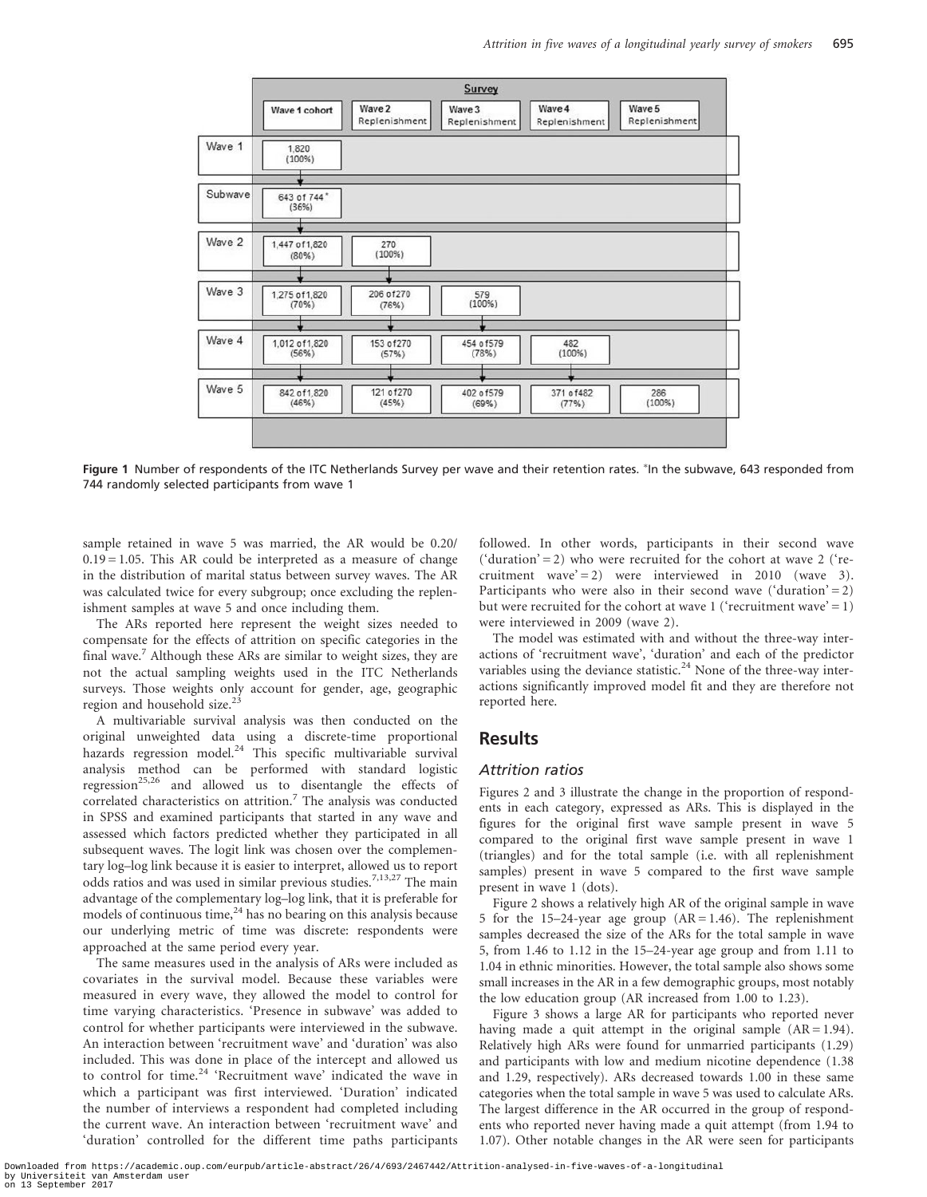| | Survey | | | | |
|---|---|---|---|---|---|
| | Wave 1 cohort | Wave 2 Replenishment | Wave 3 Replenishment | Wave 4 Replenishment | Wave 5 Replenishment |
| Wave 1 | 1,820 (100%) | | | | |
| Subwave | 643 of 744* (36%) | | | | |
| Wave 2 | 1,447 of 1,820 (80%) | 270 (100%) | | | |
| Wave 3 | 1,275 of 1,820 (70%) | 206 of 270 (76%) | 579 (100%) | | |
| Wave 4 | 1,012 of 1,820 (56%) | 153 of 270 (57%) | 454 of 579 (78%) | 482 (100%) | |
| Wave 5 | 842 of 1,820 (46%) | 121 of 270 (45%) | 402 of 579 (69%) | 371 of 482 (77%) | 286 (100%) |

**Figure 1** Number of respondents of the ITC Netherlands Survey per wave and their retention rates. *In the subwave, 643 responded from 744 randomly selected participants from wave 1

sample retained in wave 5 was married, the AR would be 0.20/ 0.19 = 1.05. This AR could be interpreted as a measure of change in the distribution of marital status between survey waves. The AR was calculated twice for every subgroup; once excluding the replenishment samples at wave 5 and once including them.

The ARs reported here represent the weight sizes needed to compensate for the effects of attrition on specific categories in the final wave.[7] Although these ARs are similar to weight sizes, they are not the actual sampling weights used in the ITC Netherlands surveys. Those weights only account for gender, age, geographic region and household size.[23]

A multivariable survival analysis was then conducted on the original unweighted data using a discrete-time proportional hazards regression model.[24] This specific multivariable survival analysis method can be performed with standard logistic regression[25,26] and allowed us to disentangle the effects of correlated characteristics on attrition.[7] The analysis was conducted in SPSS and examined participants that started in any wave and assessed which factors predicted whether they participated in all subsequent waves. The logit link was chosen over the complementary log–log link because it is easier to interpret, allowed us to report odds ratios and was used in similar previous studies.[7,13,27] The main advantage of the complementary log–log link, that it is preferable for models of continuous time,[24] has no bearing on this analysis because our underlying metric of time was discrete: respondents were approached at the same period every year.

The same measures used in the analysis of ARs were included as covariates in the survival model. Because these variables were measured in every wave, they allowed the model to control for time varying characteristics. 'Presence in subwave' was added to control for whether participants were interviewed in the subwave. An interaction between 'recruitment wave' and 'duration' was also included. This was done in place of the intercept and allowed us to control for time.[24] 'Recruitment wave' indicated the wave in which a participant was first interviewed. 'Duration' indicated the number of interviews a respondent had completed including the current wave. An interaction between 'recruitment wave' and 'duration' controlled for the different time paths participants followed. In other words, participants in their second wave ('duration' = 2) who were recruited for the cohort at wave 2 ('recruitment wave' = 2) were interviewed in 2010 (wave 3). Participants who were also in their second wave ('duration' = 2) but were recruited for the cohort at wave 1 ('recruitment wave' = 1) were interviewed in 2009 (wave 2).

The model was estimated with and without the three-way interactions of 'recruitment wave', 'duration' and each of the predictor variables using the deviance statistic.[24] None of the three-way interactions significantly improved model fit and they are therefore not reported here.

## Results

### *Attrition ratios*

Figures 2 and 3 illustrate the change in the proportion of respondents in each category, expressed as ARs. This is displayed in the figures for the original first wave sample present in wave 5 compared to the original first wave sample present in wave 1 (triangles) and for the total sample (i.e. with all replenishment samples) present in wave 5 compared to the first wave sample present in wave 1 (dots).

Figure 2 shows a relatively high AR of the original sample in wave 5 for the 15–24-year age group (AR = 1.46). The replenishment samples decreased the size of the ARs for the total sample in wave 5, from 1.46 to 1.12 in the 15–24-year age group and from 1.11 to 1.04 in ethnic minorities. However, the total sample also shows some small increases in the AR in a few demographic groups, most notably the low education group (AR increased from 1.00 to 1.23).

Figure 3 shows a large AR for participants who reported never having made a quit attempt in the original sample (AR = 1.94). Relatively high ARs were found for unmarried participants (1.29) and participants with low and medium nicotine dependence (1.38 and 1.29, respectively). ARs decreased towards 1.00 in these same categories when the total sample in wave 5 was used to calculate ARs. The largest difference in the AR occurred in the group of respondents who reported never having made a quit attempt (from 1.94 to 1.07). Other notable changes in the AR were seen for participants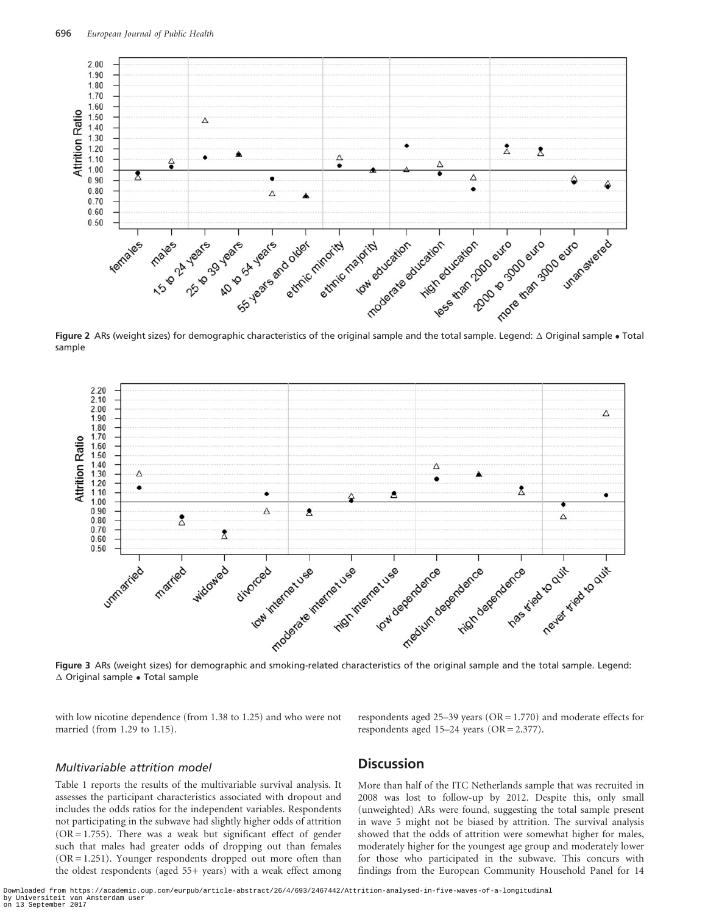Figure 2 ARs (weight sizes) for demographic characteristics of the original sample and the total sample. Legend: △ Original sample • Total sample

Figure 3 ARs (weight sizes) for demographic and smoking-related characteristics of the original sample and the total sample. Legend: △ Original sample • Total sample

with low nicotine dependence (from 1.38 to 1.25) and who were not married (from 1.29 to 1.15).

### *Multivariable attrition model*

Table 1 reports the results of the multivariable survival analysis. It assesses the participant characteristics associated with dropout and includes the odds ratios for the independent variables. Respondents not participating in the subwave had slightly higher odds of attrition (OR = 1.755). There was a weak but significant effect of gender such that males had greater odds of dropping out than females (OR = 1.251). Younger respondents dropped out more often than the oldest respondents (aged 55+ years) with a weak effect among respondents aged 25–39 years (OR = 1.770) and moderate effects for respondents aged 15–24 years (OR = 2.377).

## Discussion

More than half of the ITC Netherlands sample that was recruited in 2008 was lost to follow-up by 2012. Despite this, only small (unweighted) ARs were found, suggesting the total sample present in wave 5 might not be biased by attrition. The survival analysis showed that the odds of attrition were somewhat higher for males, moderately higher for the youngest age group and moderately lower for those who participated in the subwave. This concurs with findings from the European Community Household Panel for 14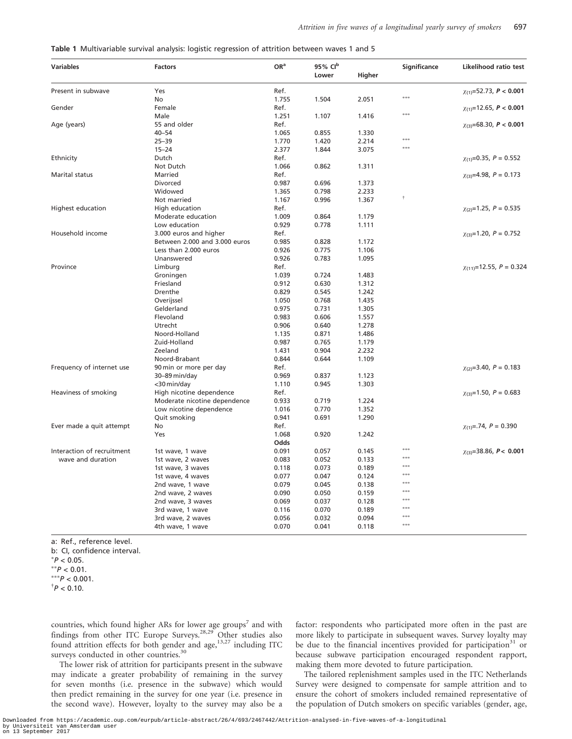**Table 1** Multivariable survival analysis: logistic regression of attrition between waves 1 and 5

| Variables | Factors | OR[a] | 95% CI[b] Lower | Higher | Significance | Likelihood ratio test |
|---|---|---|---|---|---|---|
| Present in subwave | Yes | Ref. | | | | $\chi_{(1)}$=52.73, ***P* < 0.001** |
| | No | 1.755 | 1.504 | 2.051 | *** | |
| Gender | Female | Ref. | | | | $\chi_{(1)}$=12.65, ***P* < 0.001** |
| | Male | 1.251 | 1.107 | 1.416 | *** | |
| Age (years) | 55 and older | Ref. | | | | $\chi_{(3)}$=68.30, ***P* < 0.001** |
| | 40–54 | 1.065 | 0.855 | 1.330 | | |
| | 25–39 | 1.770 | 1.420 | 2.214 | *** | |
| | 15–24 | 2.377 | 1.844 | 3.075 | *** | |
| Ethnicity | Dutch | Ref. | | | | $\chi_{(1)}$=0.35, *P* = 0.552 |
| | Not Dutch | 1.066 | 0.862 | 1.311 | | |
| Marital status | Married | Ref. | | | | $\chi_{(3)}$=4.98, *P* = 0.173 |
| | Divorced | 0.987 | 0.696 | 1.373 | | |
| | Widowed | 1.365 | 0.798 | 2.233 | | |
| | Not married | 1.167 | 0.996 | 1.367 | † | |
| Highest education | High education | Ref. | | | | $\chi_{(2)}$=1.25, *P* = 0.535 |
| | Moderate education | 1.009 | 0.864 | 1.179 | | |
| | Low education | 0.929 | 0.778 | 1.111 | | |
| Household income | 3.000 euros and higher | Ref. | | | | $\chi_{(3)}$=1.20, *P* = 0.752 |
| | Between 2.000 and 3.000 euros | 0.985 | 0.828 | 1.172 | | |
| | Less than 2.000 euros | 0.926 | 0.775 | 1.106 | | |
| | Unanswered | 0.926 | 0.783 | 1.095 | | |
| Province | Limburg | Ref. | | | | $\chi_{(11)}$=12.55, *P* = 0.324 |
| | Groningen | 1.039 | 0.724 | 1.483 | | |
| | Friesland | 0.912 | 0.630 | 1.312 | | |
| | Drenthe | 0.829 | 0.545 | 1.242 | | |
| | Overijssel | 1.050 | 0.768 | 1.435 | | |
| | Gelderland | 0.975 | 0.731 | 1.305 | | |
| | Flevoland | 0.983 | 0.606 | 1.557 | | |
| | Utrecht | 0.906 | 0.640 | 1.278 | | |
| | Noord-Holland | 1.135 | 0.871 | 1.486 | | |
| | Zuid-Holland | 0.987 | 0.765 | 1.179 | | |
| | Zeeland | 1.431 | 0.904 | 2.232 | | |
| | Noord-Brabant | 0.844 | 0.644 | 1.109 | | |
| Frequency of internet use | 90 min or more per day | Ref. | | | | $\chi_{(2)}$=3.40, *P* = 0.183 |
| | 30–89 min/day | 0.969 | 0.837 | 1.123 | | |
| | <30 min/day | 1.110 | 0.945 | 1.303 | | |
| Heaviness of smoking | High nicotine dependence | Ref. | | | | $\chi_{(3)}$=1.50, *P* = 0.683 |
| | Moderate nicotine dependence | 0.933 | 0.719 | 1.224 | | |
| | Low nicotine dependence | 1.016 | 0.770 | 1.352 | | |
| | Quit smoking | 0.941 | 0.691 | 1.290 | | |
| Ever made a quit attempt | No | Ref. | | | | $\chi_{(1)}$=.74, *P* = 0.390 |
| | Yes | 1.068 | 0.920 | 1.242 | | |
| | | **Odds** | | | | |
| Interaction of recruitment wave and duration | 1st wave, 1 wave | 0.091 | 0.057 | 0.145 | *** | $\chi_{(3)}$=38.86, ***P* < 0.001** |
| | 1st wave, 2 waves | 0.083 | 0.052 | 0.133 | *** | |
| | 1st wave, 3 waves | 0.118 | 0.073 | 0.189 | *** | |
| | 1st wave, 4 waves | 0.077 | 0.047 | 0.124 | *** | |
| | 2nd wave, 1 wave | 0.079 | 0.045 | 0.138 | *** | |
| | 2nd wave, 2 waves | 0.090 | 0.050 | 0.159 | *** | |
| | 2nd wave, 3 waves | 0.069 | 0.037 | 0.128 | *** | |
| | 3rd wave, 1 wave | 0.116 | 0.070 | 0.189 | *** | |
| | 3rd wave, 2 waves | 0.056 | 0.032 | 0.094 | *** | |
| | 4th wave, 1 wave | 0.070 | 0.041 | 0.118 | *** | |

a: Ref., reference level.
b: CI, confidence interval.
*$P < 0.05$.
**$P < 0.01$.
***$P < 0.001$.
†$P < 0.10$.

countries, which found higher ARs for lower age groups[7] and with findings from other ITC Europe Surveys.[28,29] Other studies also found attrition effects for both gender and age,[13,27] including ITC surveys conducted in other countries.[30]

The lower risk of attrition for participants present in the subwave may indicate a greater probability of remaining in the survey for seven months (i.e. presence in the subwave) which would then predict remaining in the survey for one year (i.e. presence in the second wave). However, loyalty to the survey may also be a factor: respondents who participated more often in the past are more likely to participate in subsequent waves. Survey loyalty may be due to the financial incentives provided for participation[31] or because subwave participation encouraged respondent rapport, making them more devoted to future participation.

The tailored replenishment samples used in the ITC Netherlands Survey were designed to compensate for sample attrition and to ensure the cohort of smokers included remained representative of the population of Dutch smokers on specific variables (gender, age,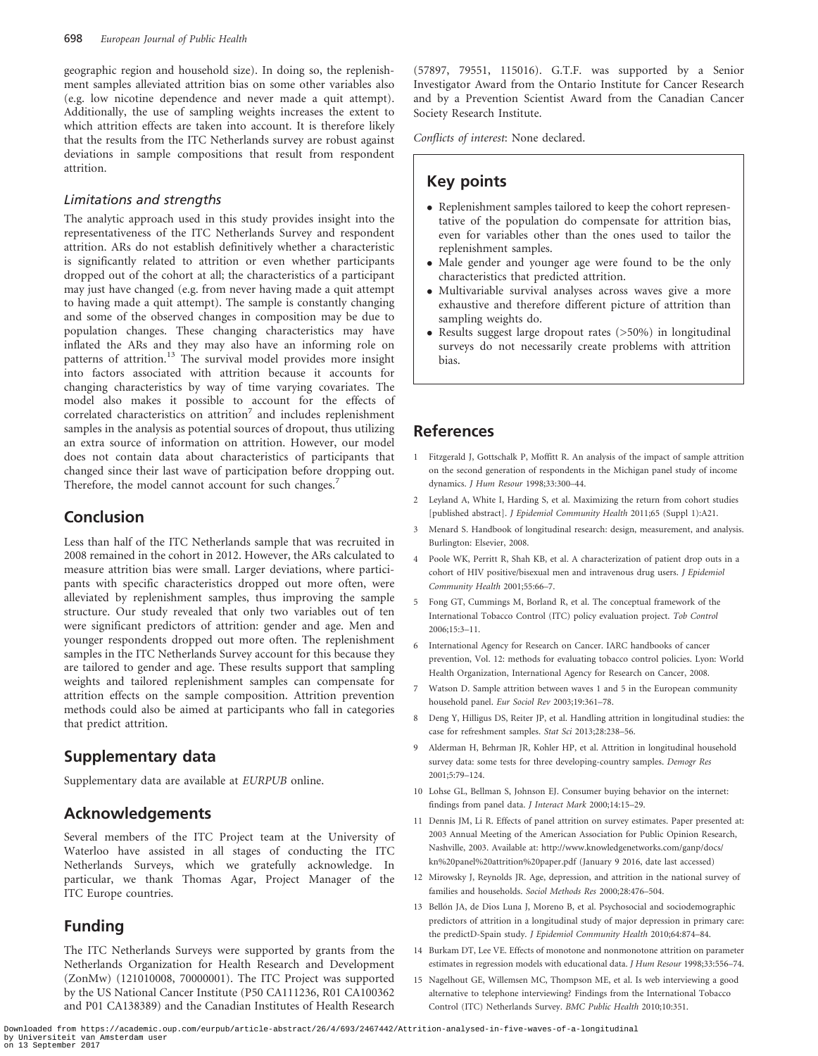geographic region and household size). In doing so, the replenishment samples alleviated attrition bias on some other variables also (e.g. low nicotine dependence and never made a quit attempt). Additionally, the use of sampling weights increases the extent to which attrition effects are taken into account. It is therefore likely that the results from the ITC Netherlands survey are robust against deviations in sample compositions that result from respondent attrition.

### *Limitations and strengths*

The analytic approach used in this study provides insight into the representativeness of the ITC Netherlands Survey and respondent attrition. ARs do not establish definitively whether a characteristic is significantly related to attrition or even whether participants dropped out of the cohort at all; the characteristics of a participant may just have changed (e.g. from never having made a quit attempt to having made a quit attempt). The sample is constantly changing and some of the observed changes in composition may be due to population changes. These changing characteristics may have inflated the ARs and they may also have an informing role on patterns of attrition.[13] The survival model provides more insight into factors associated with attrition because it accounts for changing characteristics by way of time varying covariates. The model also makes it possible to account for the effects of correlated characteristics on attrition[7] and includes replenishment samples in the analysis as potential sources of dropout, thus utilizing an extra source of information on attrition. However, our model does not contain data about characteristics of participants that changed since their last wave of participation before dropping out. Therefore, the model cannot account for such changes.[7]

## Conclusion

Less than half of the ITC Netherlands sample that was recruited in 2008 remained in the cohort in 2012. However, the ARs calculated to measure attrition bias were small. Larger deviations, where participants with specific characteristics dropped out more often, were alleviated by replenishment samples, thus improving the sample structure. Our study revealed that only two variables out of ten were significant predictors of attrition: gender and age. Men and younger respondents dropped out more often. The replenishment samples in the ITC Netherlands Survey account for this because they are tailored to gender and age. These results support that sampling weights and tailored replenishment samples can compensate for attrition effects on the sample composition. Attrition prevention methods could also be aimed at participants who fall in categories that predict attrition.

## Supplementary data

Supplementary data are available at *EURPUB* online.

## Acknowledgements

Several members of the ITC Project team at the University of Waterloo have assisted in all stages of conducting the ITC Netherlands Surveys, which we gratefully acknowledge. In particular, we thank Thomas Agar, Project Manager of the ITC Europe countries.

## Funding

The ITC Netherlands Surveys were supported by grants from the Netherlands Organization for Health Research and Development (ZonMw) (121010008, 70000001). The ITC Project was supported by the US National Cancer Institute (P50 CA111236, R01 CA100362 and P01 CA138389) and the Canadian Institutes of Health Research (57897, 79551, 115016). G.T.F. was supported by a Senior Investigator Award from the Ontario Institute for Cancer Research and by a Prevention Scientist Award from the Canadian Cancer Society Research Institute.

*Conflicts of interest*: None declared.

## Key points

- Replenishment samples tailored to keep the cohort representative of the population do compensate for attrition bias, even for variables other than the ones used to tailor the replenishment samples.
- Male gender and younger age were found to be the only characteristics that predicted attrition.
- Multivariable survival analyses across waves give a more exhaustive and therefore different picture of attrition than sampling weights do.
- Results suggest large dropout rates (>50%) in longitudinal surveys do not necessarily create problems with attrition bias.

## References

1. Fitzgerald J, Gottschalk P, Moffitt R. An analysis of the impact of sample attrition on the second generation of respondents in the Michigan panel study of income dynamics. *J Hum Resour* 1998;33:300–44.
2. Leyland A, White I, Harding S, et al. Maximizing the return from cohort studies [published abstract]. *J Epidemiol Community Health* 2011;65 (Suppl 1):A21.
3. Menard S. Handbook of longitudinal research: design, measurement, and analysis. Burlington: Elsevier, 2008.
4. Poole WK, Perritt R, Shah KB, et al. A characterization of patient drop outs in a cohort of HIV positive/bisexual men and intravenous drug users. *J Epidemiol Community Health* 2001;55:66–7.
5. Fong GT, Cummings M, Borland R, et al. The conceptual framework of the International Tobacco Control (ITC) policy evaluation project. *Tob Control* 2006;15:3–11.
6. International Agency for Research on Cancer. IARC handbooks of cancer prevention, Vol. 12: methods for evaluating tobacco control policies. Lyon: World Health Organization, International Agency for Research on Cancer, 2008.
7. Watson D. Sample attrition between waves 1 and 5 in the European community household panel. *Eur Sociol Rev* 2003;19:361–78.
8. Deng Y, Hilligus DS, Reiter JP, et al. Handling attrition in longitudinal studies: the case for refreshment samples. *Stat Sci* 2013;28:238–56.
9. Alderman H, Behrman JR, Kohler HP, et al. Attrition in longitudinal household survey data: some tests for three developing-country samples. *Demogr Res* 2001;5:79–124.
10. Lohse GL, Bellman S, Johnson EJ. Consumer buying behavior on the internet: findings from panel data. *J Interact Mark* 2000;14:15–29.
11. Dennis JM, Li R. Effects of panel attrition on survey estimates. Paper presented at: 2003 Annual Meeting of the American Association for Public Opinion Research, Nashville, 2003. Available at: http://www.knowledgenetworks.com/ganp/docs/kn%20panel%20attrition%20paper.pdf (January 9 2016, date last accessed)
12. Mirowsky J, Reynolds JR. Age, depression, and attrition in the national survey of families and households. *Sociol Methods Res* 2000;28:476–504.
13. Bellón JA, de Dios Luna J, Moreno B, et al. Psychosocial and sociodemographic predictors of attrition in a longitudinal study of major depression in primary care: the predictD-Spain study. *J Epidemiol Community Health* 2010;64:874–84.
14. Burkam DT, Lee VE. Effects of monotone and nonmonotone attrition on parameter estimates in regression models with educational data. *J Hum Resour* 1998;33:556–74.
15. Nagelhout GE, Willemsen MC, Thompson ME, et al. Is web interviewing a good alternative to telephone interviewing? Findings from the International Tobacco Control (ITC) Netherlands Survey. *BMC Public Health* 2010;10:351.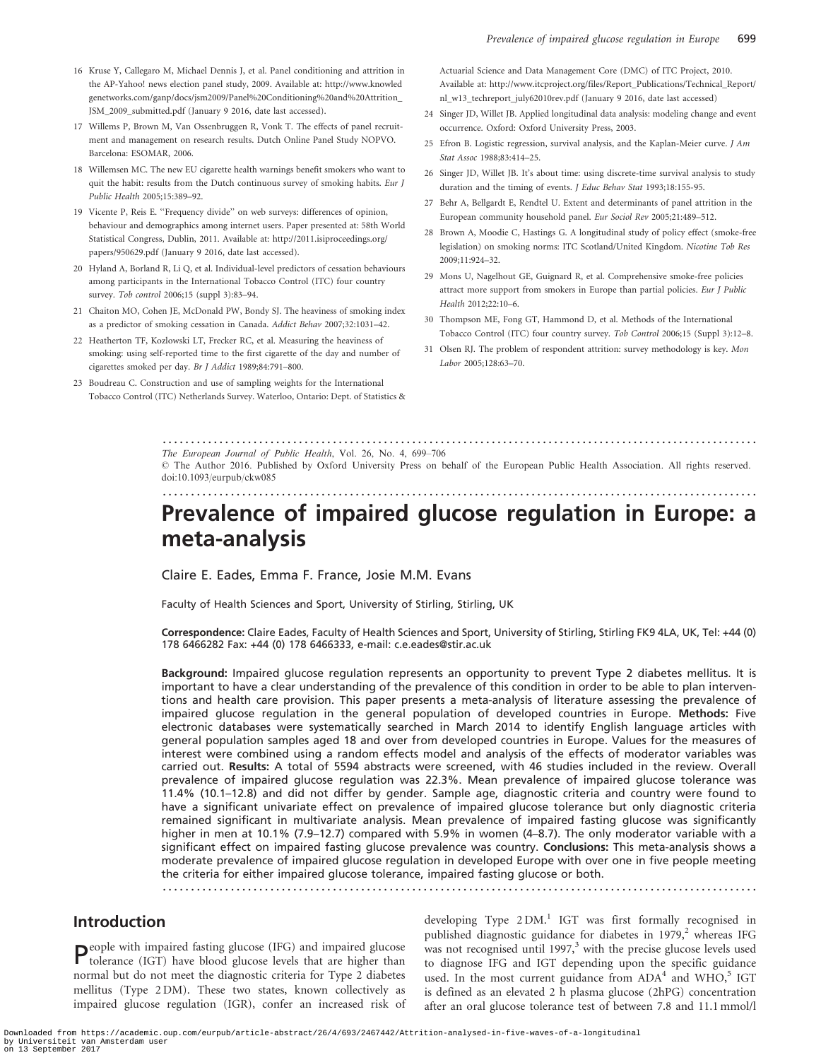16 Kruse Y, Callegaro M, Michael Dennis J, et al. Panel conditioning and attrition in the AP-Yahoo! news election panel study, 2009. Available at: http://www.knowledgenetworks.com/ganp/docs/jsm2009/Panel%20Conditioning%20and%20Attrition_JSM_2009_submitted.pdf (January 9 2016, date last accessed).

17 Willems P, Brown M, Van Ossenbruggen R, Vonk T. The effects of panel recruitment and management on research results. Dutch Online Panel Study NOPVO. Barcelona: ESOMAR, 2006.

18 Willemsen MC. The new EU cigarette health warnings benefit smokers who want to quit the habit: results from the Dutch continuous survey of smoking habits. *Eur J Public Health* 2005;15:389–92.

19 Vicente P, Reis E. ''Frequency divide'' on web surveys: differences of opinion, behaviour and demographics among internet users. Paper presented at: 58th World Statistical Congress, Dublin, 2011. Available at: http://2011.isiproceedings.org/papers/950629.pdf (January 9 2016, date last accessed).

20 Hyland A, Borland R, Li Q, et al. Individual-level predictors of cessation behaviours among participants in the International Tobacco Control (ITC) four country survey. *Tob control* 2006;15 (suppl 3):83–94.

21 Chaiton MO, Cohen JE, McDonald PW, Bondy SJ. The heaviness of smoking index as a predictor of smoking cessation in Canada. *Addict Behav* 2007;32:1031–42.

22 Heatherton TF, Kozlowski LT, Frecker RC, et al. Measuring the heaviness of smoking: using self-reported time to the first cigarette of the day and number of cigarettes smoked per day. *Br J Addict* 1989;84:791–800.

23 Boudreau C. Construction and use of sampling weights for the International Tobacco Control (ITC) Netherlands Survey. Waterloo, Ontario: Dept. of Statistics & Actuarial Science and Data Management Core (DMC) of ITC Project, 2010. Available at: http://www.itcproject.org/files/Report_Publications/Technical_Report/nl_w13_techreport_july62010rev.pdf (January 9 2016, date last accessed)

24 Singer JD, Willet JB. Applied longitudinal data analysis: modeling change and event occurrence. Oxford: Oxford University Press, 2003.

25 Efron B. Logistic regression, survival analysis, and the Kaplan-Meier curve. *J Am Stat Assoc* 1988;83:414–25.

26 Singer JD, Willet JB. It's about time: using discrete-time survival analysis to study duration and the timing of events. *J Educ Behav Stat* 1993;18:155-95.

27 Behr A, Bellgardt E, Rendtel U. Extent and determinants of panel attrition in the European community household panel. *Eur Sociol Rev* 2005;21:489–512.

28 Brown A, Moodie C, Hastings G. A longitudinal study of policy effect (smoke-free legislation) on smoking norms: ITC Scotland/United Kingdom. *Nicotine Tob Res* 2009;11:924–32.

29 Mons U, Nagelhout GE, Guignard R, et al. Comprehensive smoke-free policies attract more support from smokers in Europe than partial policies. *Eur J Public Health* 2012;22:10–6.

30 Thompson ME, Fong GT, Hammond D, et al. Methods of the International Tobacco Control (ITC) four country survey. *Tob Control* 2006;15 (Suppl 3):12–8.

31 Olsen RJ. The problem of respondent attrition: survey methodology is key. *Mon Labor* 2005;128:63–70.

---

*The European Journal of Public Health*, Vol. 26, No. 4, 699–706
© The Author 2016. Published by Oxford University Press on behalf of the European Public Health Association. All rights reserved.
doi:10.1093/eurpub/ckw085

# Prevalence of impaired glucose regulation in Europe: a meta-analysis

Claire E. Eades, Emma F. France, Josie M.M. Evans

Faculty of Health Sciences and Sport, University of Stirling, Stirling, UK

**Correspondence:** Claire Eades, Faculty of Health Sciences and Sport, University of Stirling, Stirling FK9 4LA, UK, Tel: +44 (0) 178 6466282 Fax: +44 (0) 178 6466333, e-mail: c.e.eades@stir.ac.uk

**Background:** Impaired glucose regulation represents an opportunity to prevent Type 2 diabetes mellitus. It is important to have a clear understanding of the prevalence of this condition in order to be able to plan interventions and health care provision. This paper presents a meta-analysis of literature assessing the prevalence of impaired glucose regulation in the general population of developed countries in Europe. **Methods:** Five electronic databases were systematically searched in March 2014 to identify English language articles with general population samples aged 18 and over from developed countries in Europe. Values for the measures of interest were combined using a random effects model and analysis of the effects of moderator variables was carried out. **Results:** A total of 5594 abstracts were screened, with 46 studies included in the review. Overall prevalence of impaired glucose regulation was 22.3%. Mean prevalence of impaired glucose tolerance was 11.4% (10.1–12.8) and did not differ by gender. Sample age, diagnostic criteria and country were found to have a significant univariate effect on prevalence of impaired glucose tolerance but only diagnostic criteria remained significant in multivariate analysis. Mean prevalence of impaired fasting glucose was significantly higher in men at 10.1% (7.9–12.7) compared with 5.9% in women (4–8.7). The only moderator variable with a significant effect on impaired fasting glucose prevalence was country. **Conclusions:** This meta-analysis shows a moderate prevalence of impaired glucose regulation in developed Europe with over one in five people meeting the criteria for either impaired glucose tolerance, impaired fasting glucose or both.

## Introduction

People with impaired fasting glucose (IFG) and impaired glucose tolerance (IGT) have blood glucose levels that are higher than normal but do not meet the diagnostic criteria for Type 2 diabetes mellitus (Type 2 DM). These two states, known collectively as impaired glucose regulation (IGR), confer an increased risk of developing Type 2 DM.[1] IGT was first formally recognised in published diagnostic guidance for diabetes in 1979,[2] whereas IFG was not recognised until 1997,[3] with the precise glucose levels used to diagnose IFG and IGT depending upon the specific guidance used. In the most current guidance from ADA[4] and WHO,[5] IGT is defined as an elevated 2 h plasma glucose (2hPG) concentration after an oral glucose tolerance test of between 7.8 and 11.1 mmol/l